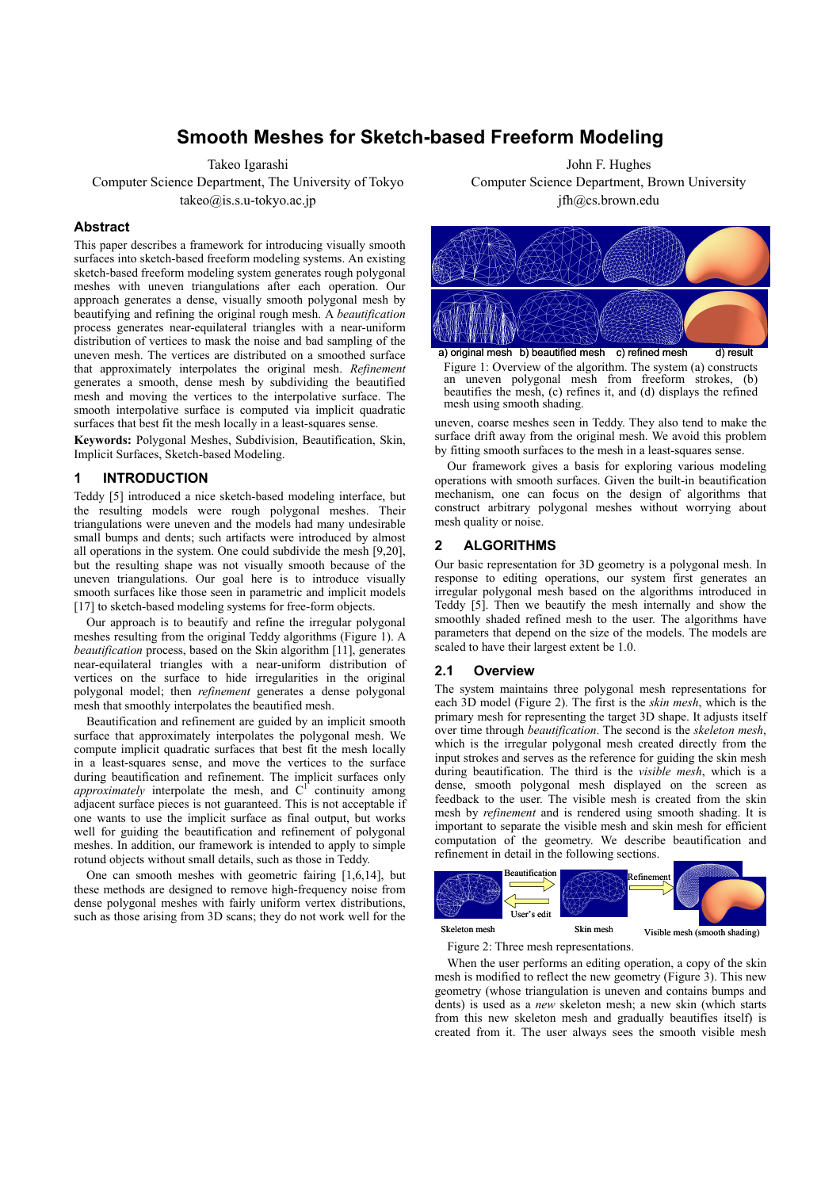# Smooth Meshes for Sketch-based Freeform Modeling

Takeo Igarashi
Computer Science Department, The University of Tokyo
takeo@is.s.u-tokyo.ac.jp

John F. Hughes
Computer Science Department, Brown University
jfh@cs.brown.edu

## Abstract

This paper describes a framework for introducing visually smooth surfaces into sketch-based freeform modeling systems. An existing sketch-based freeform modeling system generates rough polygonal meshes with uneven triangulations after each operation. Our approach generates a dense, visually smooth polygonal mesh by beautifying and refining the original rough mesh. A *beautification* process generates near-equilateral triangles with a near-uniform distribution of vertices to mask the noise and bad sampling of the uneven mesh. The vertices are distributed on a smoothed surface that approximately interpolates the original mesh. *Refinement* generates a smooth, dense mesh by subdividing the beautified mesh and moving the vertices to the interpolative surface. The smooth interpolative surface is computed via implicit quadratic surfaces that best fit the mesh locally in a least-squares sense.

**Keywords:** Polygonal Meshes, Subdivision, Beautification, Skin, Implicit Surfaces, Sketch-based Modeling.

## 1 INTRODUCTION

Teddy [5] introduced a nice sketch-based modeling interface, but the resulting models were rough polygonal meshes. Their triangulations were uneven and the models had many undesirable small bumps and dents; such artifacts were introduced by almost all operations in the system. One could subdivide the mesh [9,20], but the resulting shape was not visually smooth because of the uneven triangulations. Our goal here is to introduce visually smooth surfaces like those seen in parametric and implicit models [17] to sketch-based modeling systems for free-form objects.

Our approach is to beautify and refine the irregular polygonal meshes resulting from the original Teddy algorithms (Figure 1). A *beautification* process, based on the Skin algorithm [11], generates near-equilateral triangles with a near-uniform distribution of vertices on the surface to hide irregularities in the original polygonal model; then *refinement* generates a dense polygonal mesh that smoothly interpolates the beautified mesh.

Beautification and refinement are guided by an implicit smooth surface that approximately interpolates the polygonal mesh. We compute implicit quadratic surfaces that best fit the mesh locally in a least-squares sense, and move the vertices to the surface during beautification and refinement. The implicit surfaces only *approximately* interpolate the mesh, and $C^1$ continuity among adjacent surface pieces is not guaranteed. This is not acceptable if one wants to use the implicit surface as final output, but works well for guiding the beautification and refinement of polygonal meshes. In addition, our framework is intended to apply to simple rotund objects without small details, such as those in Teddy.

One can smooth meshes with geometric fairing [1,6,14], but these methods are designed to remove high-frequency noise from dense polygonal meshes with fairly uniform vertex distributions, such as those arising from 3D scans; they do not work well for the uneven, coarse meshes seen in Teddy. They also tend to make the surface drift away from the original mesh. We avoid this problem by fitting smooth surfaces to the mesh in a least-squares sense.

a) original mesh b) beautified mesh c) refined mesh d) result

Figure 1: Overview of the algorithm. The system (a) constructs an uneven polygonal mesh from freeform strokes, (b) beautifies the mesh, (c) refines it, and (d) displays the refined mesh using smooth shading.

Our framework gives a basis for exploring various modeling operations with smooth surfaces. Given the built-in beautification mechanism, one can focus on the design of algorithms that construct arbitrary polygonal meshes without worrying about mesh quality or noise.

## 2 ALGORITHMS

Our basic representation for 3D geometry is a polygonal mesh. In response to editing operations, our system first generates an irregular polygonal mesh based on the algorithms introduced in Teddy [5]. Then we beautify the mesh internally and show the smoothly shaded refined mesh to the user. The algorithms have parameters that depend on the size of the models. The models are scaled to have their largest extent be 1.0.

### 2.1 Overview

The system maintains three polygonal mesh representations for each 3D model (Figure 2). The first is the *skin mesh*, which is the primary mesh for representing the target 3D shape. It adjusts itself over time through *beautification*. The second is the *skeleton mesh*, which is the irregular polygonal mesh created directly from the input strokes and serves as the reference for guiding the skin mesh during beautification. The third is the *visible mesh*, which is a dense, smooth polygonal mesh displayed on the screen as feedback to the user. The visible mesh is created from the skin mesh by *refinement* and is rendered using smooth shading. It is important to separate the visible mesh and skin mesh for efficient computation of the geometry. We describe beautification and refinement in detail in the following sections.

Beautification | User's edit | Refinement
Skeleton mesh | Skin mesh | Visible mesh (smooth shading)

Figure 2: Three mesh representations.

When the user performs an editing operation, a copy of the skin mesh is modified to reflect the new geometry (Figure 3). This new geometry (whose triangulation is uneven and contains bumps and dents) is used as a *new* skeleton mesh; a new skin (which starts from this new skeleton mesh and gradually beautifies itself) is created from it. The user always sees the smooth visible mesh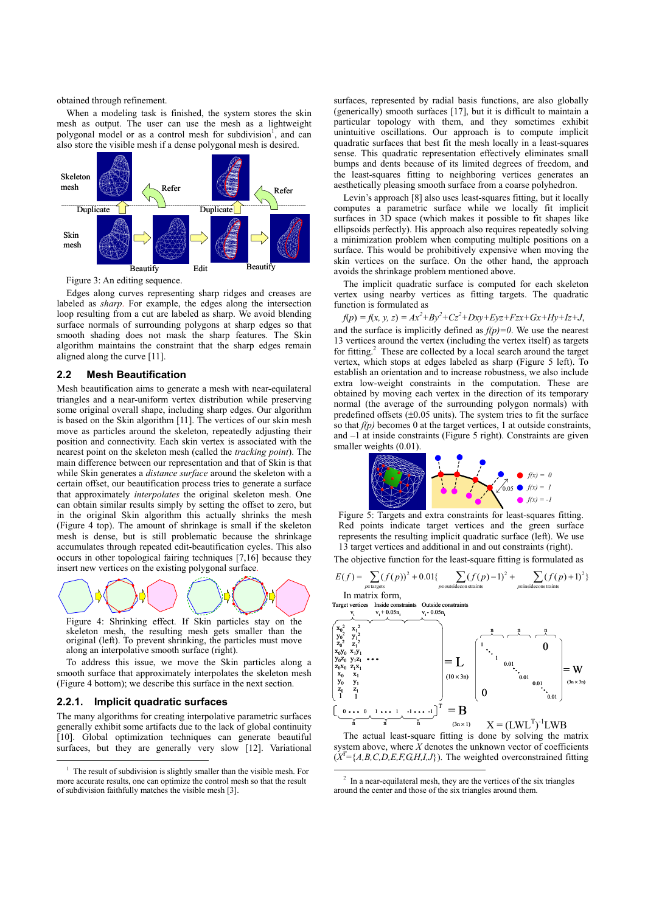obtained through refinement.

When a modeling task is finished, the system stores the skin mesh as output. The user can use the mesh as a lightweight polygonal model or as a control mesh for subdivision[1], and can also store the visible mesh if a dense polygonal mesh is desired.

Skeleton mesh

Skin mesh

Refer

Refer

Duplicate

Duplicate

Beautify

Edit

Beautify

Figure 3: An editing sequence.

Edges along curves representing sharp ridges and creases are labeled as *sharp*. For example, the edges along the intersection loop resulting from a cut are labeled as sharp. We avoid blending surface normals of surrounding polygons at sharp edges so that smooth shading does not mask the sharp features. The Skin algorithm maintains the constraint that the sharp edges remain aligned along the curve [11].

## 2.2 Mesh Beautification

Mesh beautification aims to generate a mesh with near-equilateral triangles and a near-uniform vertex distribution while preserving some original overall shape, including sharp edges. Our algorithm is based on the Skin algorithm [11]. The vertices of our skin mesh move as particles around the skeleton, repeatedly adjusting their position and connectivity. Each skin vertex is associated with the nearest point on the skeleton mesh (called the *tracking point*). The main difference between our representation and that of Skin is that while Skin generates a *distance surface* around the skeleton with a certain offset, our beautification process tries to generate a surface that approximately *interpolates* the original skeleton mesh. One can obtain similar results simply by setting the offset to zero, but in the original Skin algorithm this actually shrinks the mesh (Figure 4 top). The amount of shrinkage is small if the skeleton mesh is dense, but is still problematic because the shrinkage accumulates through repeated edit-beautification cycles. This also occurs in other topological fairing techniques [7,16] because they insert new vertices on the existing polygonal surface.

Figure 4: Shrinking effect. If Skin particles stay on the skeleton mesh, the resulting mesh gets smaller than the original (left). To prevent shrinking, the particles must move along an interpolative smooth surface (right).

To address this issue, we move the Skin particles along a smooth surface that approximately interpolates the skeleton mesh (Figure 4 bottom); we describe this surface in the next section.

### 2.2.1. Implicit quadratic surfaces

The many algorithms for creating interpolative parametric surfaces generally exhibit some artifacts due to the lack of global continuity [10]. Global optimization techniques can generate beautiful surfaces, but they are generally very slow [12]. Variational surfaces, represented by radial basis functions, are also globally (generically) smooth surfaces [17], but it is difficult to maintain a particular topology with them, and they sometimes exhibit unintuitive oscillations. Our approach is to compute implicit quadratic surfaces that best fit the mesh locally in a least-squares sense. This quadratic representation effectively eliminates small bumps and dents because of its limited degrees of freedom, and the least-squares fitting to neighboring vertices generates an aesthetically pleasing smooth surface from a coarse polyhedron.

Levin's approach [8] also uses least-squares fitting, but it locally computes a parametric surface while we locally fit implicit surfaces in 3D space (which makes it possible to fit shapes like ellipsoids perfectly). His approach also requires repeatedly solving a minimization problem when computing multiple positions on a surface. This would be prohibitively expensive when moving the skin vertices on the surface. On the other hand, the approach avoids the shrinkage problem mentioned above.

The implicit quadratic surface is computed for each skeleton vertex using nearby vertices as fitting targets. The quadratic function is formulated as

$$f(p) = f(x, y, z) = Ax^2+By^2+Cz^2+Dxy+Eyz+Fzx+Gx+Hy+Iz+J,$$

and the surface is implicitly defined as $f(p)=0$. We use the nearest 13 vertices around the vertex (including the vertex itself) as targets for fitting.[2] These are collected by a local search around the target vertex, which stops at edges labeled as sharp (Figure 5 left). To establish an orientation and to increase robustness, we also include extra low-weight constraints in the computation. These are obtained by moving each vertex in the direction of its temporary normal (the average of the surrounding polygon normals) with predefined offsets (±0.05 units). The system tries to fit the surface so that $f(p)$ becomes 0 at the target vertices, 1 at outside constraints, and –1 at inside constraints (Figure 5 right). Constraints are given smaller weights (0.01).

0.05

$f(x) = 0$

$f(x) = 1$

$f(x) = -1$

Figure 5: Targets and extra constraints for least-squares fitting. Red points indicate target vertices and the green surface represents the resulting implicit quadratic surface (left). We use 13 target vertices and additional in and out constraints (right).

The objective function for the least-square fitting is formulated as

$$E(f) = \sum_{p \in targets} (f(p))^2 + 0.01\{ \sum_{p \in outside constraints} (f(p)-1)^2 + \sum_{p \in inside constraints} (f(p)+1)^2 \}$$

In matrix form,

$$\overbrace{\begin{bmatrix} x_0^2 & x_1^2 & & & \\ y_0^2 & y_1^2 & & & \\ z_0^2 & z_1^2 & & & \\ x_0y_0 & x_1y_1 & & & \\ y_0z_0 & y_1z_1 & \cdots & & \\ z_0x_0 & z_1x_1 & & & \\ x_0 & x_1 & & & \\ y_0 & y_1 & & & \\ z_0 & z_1 & & & \\ 1 & 1 & & & \end{bmatrix}}^{\text{Target vertices } v_i \quad \text{Inside constraints } v_i+0.05n_i \quad \text{Outside constraints } v_i-0.05n_i} = \underset{(10\times 3n)}{L} \qquad \begin{bmatrix} 1 & & & & & 0 \\ & \ddots & & & & \\ & & 1 & & & \\ & & & 0.01 & & \\ & & & & \ddots & \\ 0 & & & & & 0.01 \end{bmatrix} = \underset{(3n\times 3n)}{W}$$

$$\begin{bmatrix} \underbrace{0 \cdots 0}_{n} & \underbrace{1 \cdots 1}_{n} & \underbrace{-1 \cdots -1}_{n} \end{bmatrix}^T = \underset{(3n\times 1)}{B} \qquad X = (LWL^T)^{-1}LWB$$

The actual least-squares fitting is done by solving the matrix system above, where $X$ denotes the unknown vector of coefficients ($X^T=\{A,B,C,D,E,F,G,H,I,J\}$). The weighted overconstrained fitting

---

[1] The result of subdivision is slightly smaller than the visible mesh. For more accurate results, one can optimize the control mesh so that the result of subdivision faithfully matches the visible mesh [3].

[2] In a near-equilateral mesh, they are the vertices of the six triangles around the center and those of the six triangles around them.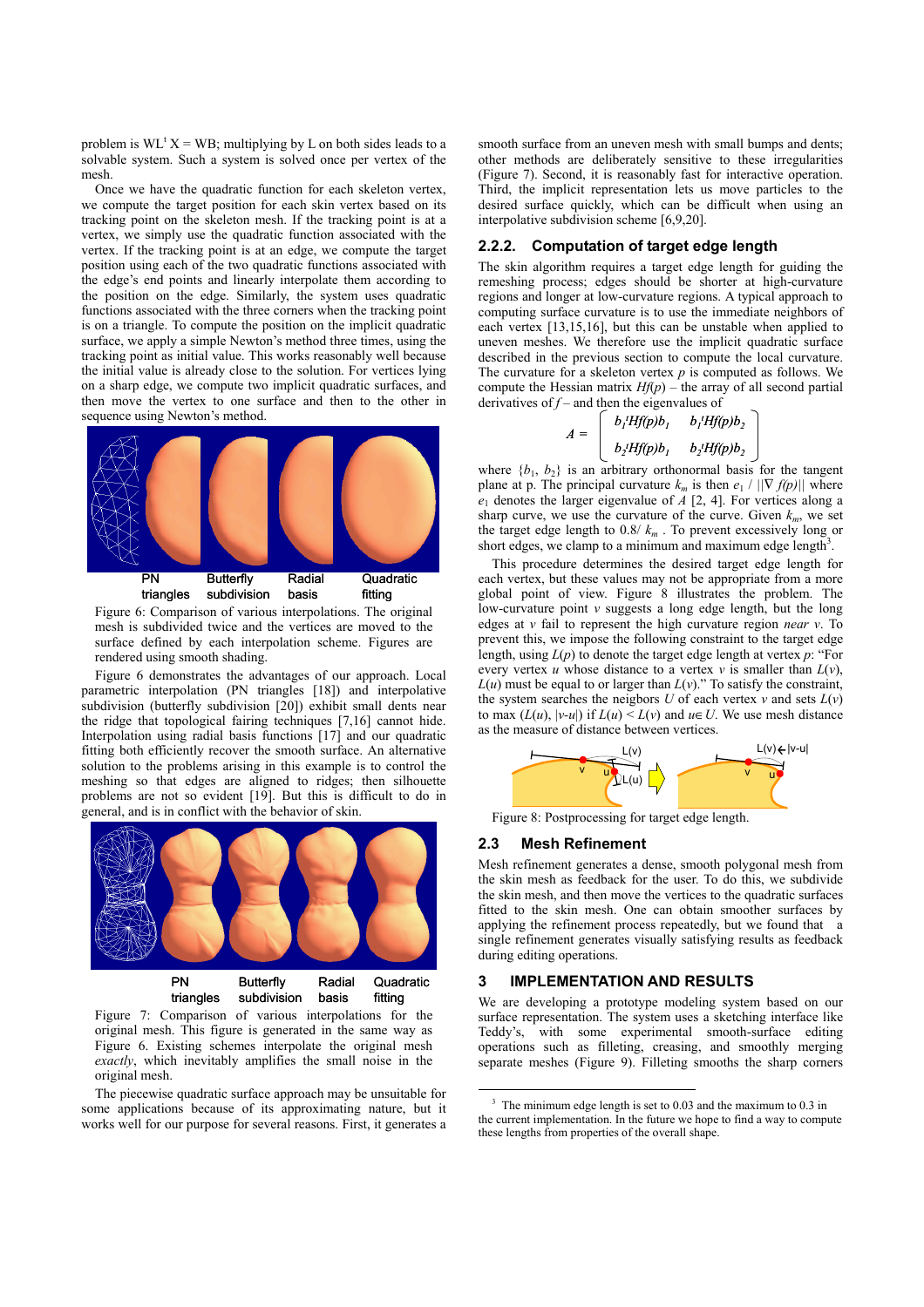problem is $WL^t X = WB$; multiplying by L on both sides leads to a solvable system. Such a system is solved once per vertex of the mesh.

Once we have the quadratic function for each skeleton vertex, we compute the target position for each skin vertex based on its tracking point on the skeleton mesh. If the tracking point is at a vertex, we simply use the quadratic function associated with the vertex. If the tracking point is at an edge, we compute the target position using each of the two quadratic functions associated with the edge's end points and linearly interpolate them according to the position on the edge. Similarly, the system uses quadratic functions associated with the three corners when the tracking point is on a triangle. To compute the position on the implicit quadratic surface, we apply a simple Newton's method three times, using the tracking point as initial value. This works reasonably well because the initial value is already close to the solution. For vertices lying on a sharp edge, we compute two implicit quadratic surfaces, and then move the vertex to one surface and then to the other in sequence using Newton's method.

PN triangles | Butterfly subdivision | Radial basis | Quadratic fitting

Figure 6: Comparison of various interpolations. The original mesh is subdivided twice and the vertices are moved to the surface defined by each interpolation scheme. Figures are rendered using smooth shading.

Figure 6 demonstrates the advantages of our approach. Local parametric interpolation (PN triangles [18]) and interpolative subdivision (butterfly subdivision [20]) exhibit small dents near the ridge that topological fairing techniques [7,16] cannot hide. Interpolation using radial basis functions [17] and our quadratic fitting both efficiently recover the smooth surface. An alternative solution to the problems arising in this example is to control the meshing so that edges are aligned to ridges; then silhouette problems are not so evident [19]. But this is difficult to do in general, and is in conflict with the behavior of skin.

PN triangles | Butterfly subdivision | Radial basis | Quadratic fitting

Figure 7: Comparison of various interpolations for the original mesh. This figure is generated in the same way as Figure 6. Existing schemes interpolate the original mesh *exactly*, which inevitably amplifies the small noise in the original mesh.

The piecewise quadratic surface approach may be unsuitable for some applications because of its approximating nature, but it works well for our purpose for several reasons. First, it generates a smooth surface from an uneven mesh with small bumps and dents; other methods are deliberately sensitive to these irregularities (Figure 7). Second, it is reasonably fast for interactive operation. Third, the implicit representation lets us move particles to the desired surface quickly, which can be difficult when using an interpolative subdivision scheme [6,9,20].

### 2.2.2. Computation of target edge length

The skin algorithm requires a target edge length for guiding the remeshing process; edges should be shorter at high-curvature regions and longer at low-curvature regions. A typical approach to computing surface curvature is to use the immediate neighbors of each vertex [13,15,16], but this can be unstable when applied to uneven meshes. We therefore use the implicit quadratic surface described in the previous section to compute the local curvature. The curvature for a skeleton vertex $p$ is computed as follows. We compute the Hessian matrix $Hf(p)$ – the array of all second partial derivatives of $f$ – and then the eigenvalues of

$$A = \begin{pmatrix} b_1^t Hf(p) b_1 & b_1^t Hf(p) b_2 \\ b_2^t Hf(p) b_1 & b_2^t Hf(p) b_2 \end{pmatrix}$$

where $\{b_1, b_2\}$ is an arbitrary orthonormal basis for the tangent plane at p. The principal curvature $k_m$ is then $e_1 / ||\nabla f(p)||$ where $e_1$ denotes the larger eigenvalue of $A$ [2, 4]. For vertices along a sharp curve, we use the curvature of the curve. Given $k_m$, we set the target edge length to $0.8/ k_m$ . To prevent excessively long or short edges, we clamp to a minimum and maximum edge length[3].

This procedure determines the desired target edge length for each vertex, but these values may not be appropriate from a more global point of view. Figure 8 illustrates the problem. The low-curvature point $v$ suggests a long edge length, but the long edges at $v$ fail to represent the high curvature region *near* $v$. To prevent this, we impose the following constraint to the target edge length, using $L(p)$ to denote the target edge length at vertex $p$: "For every vertex $u$ whose distance to a vertex $v$ is smaller than $L(v)$, $L(u)$ must be equal to or larger than $L(v)$." To satisfy the constraint, the system searches the neigbors $U$ of each vertex $v$ and sets $L(v)$ to max $(L(u), |v-u|)$ if $L(u) < L(v)$ and $u \in U$. We use mesh distance as the measure of distance between vertices.

L(v)
v
u
L(u)
L(v) ← |v-u|
v
u

Figure 8: Postprocessing for target edge length.

## 2.3 Mesh Refinement

Mesh refinement generates a dense, smooth polygonal mesh from the skin mesh as feedback for the user. To do this, we subdivide the skin mesh, and then move the vertices to the quadratic surfaces fitted to the skin mesh. One can obtain smoother surfaces by applying the refinement process repeatedly, but we found that a single refinement generates visually satisfying results as feedback during editing operations.

# 3 IMPLEMENTATION AND RESULTS

We are developing a prototype modeling system based on our surface representation. The system uses a sketching interface like Teddy's, with some experimental smooth-surface editing operations such as filleting, creasing, and smoothly merging separate meshes (Figure 9). Filleting smooths the sharp corners

[3] The minimum edge length is set to 0.03 and the maximum to 0.3 in the current implementation. In the future we hope to find a way to compute these lengths from properties of the overall shape.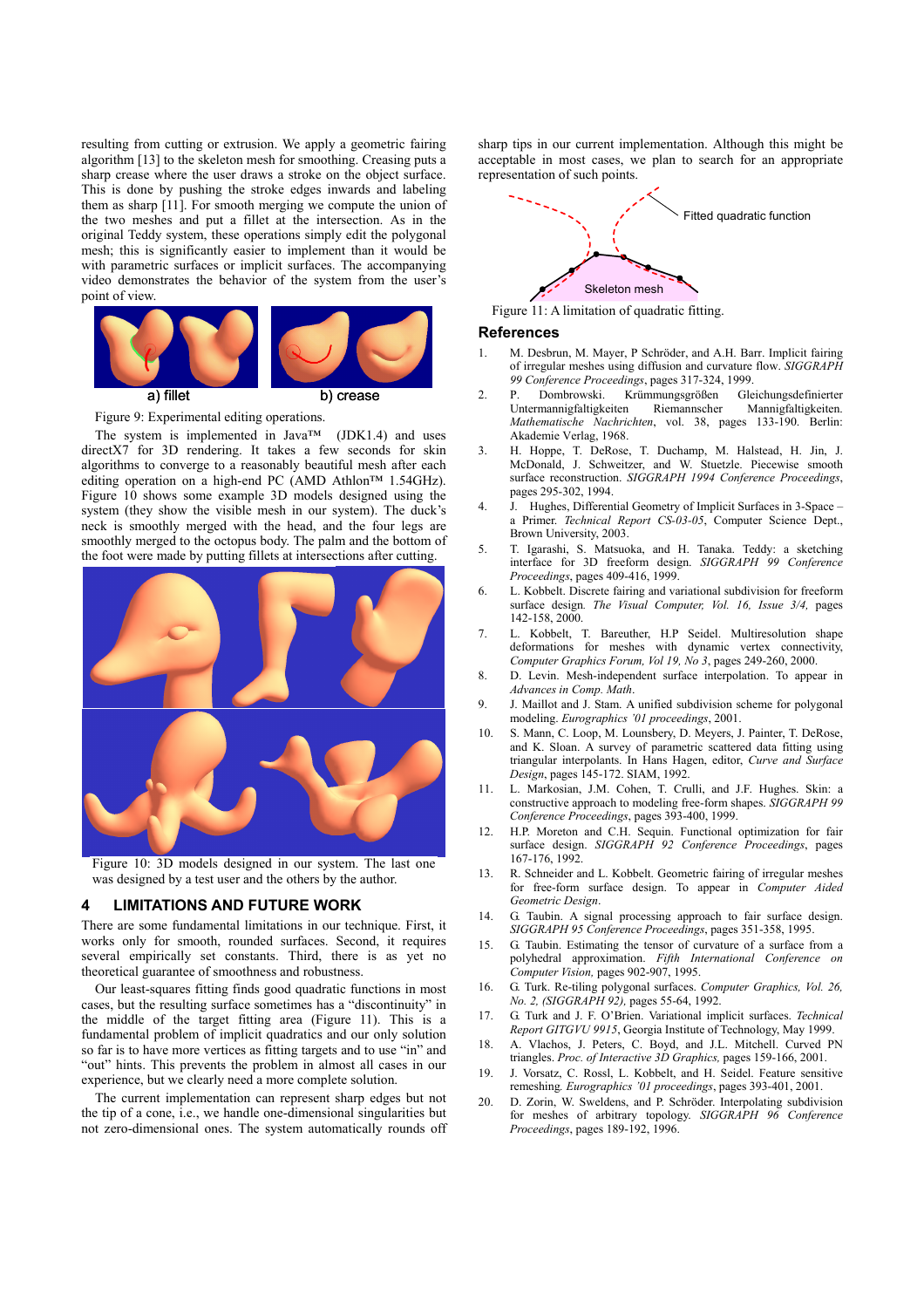resulting from cutting or extrusion. We apply a geometric fairing algorithm [13] to the skeleton mesh for smoothing. Creasing puts a sharp crease where the user draws a stroke on the object surface. This is done by pushing the stroke edges inwards and labeling them as sharp [11]. For smooth merging we compute the union of the two meshes and put a fillet at the intersection. As in the original Teddy system, these operations simply edit the polygonal mesh; this is significantly easier to implement than it would be with parametric surfaces or implicit surfaces. The accompanying video demonstrates the behavior of the system from the user's point of view.

a) fillet b) crease

Figure 9: Experimental editing operations.

The system is implemented in Java™ (JDK1.4) and uses directX7 for 3D rendering. It takes a few seconds for skin algorithms to converge to a reasonably beautiful mesh after each editing operation on a high-end PC (AMD Athlon™ 1.54GHz). Figure 10 shows some example 3D models designed using the system (they show the visible mesh in our system). The duck's neck is smoothly merged with the head, and the four legs are smoothly merged to the octopus body. The palm and the bottom of the foot were made by putting fillets at intersections after cutting.

Figure 10: 3D models designed in our system. The last one was designed by a test user and the others by the author.

## 4 LIMITATIONS AND FUTURE WORK

There are some fundamental limitations in our technique. First, it works only for smooth, rounded surfaces. Second, it requires several empirically set constants. Third, there is as yet no theoretical guarantee of smoothness and robustness.

Our least-squares fitting finds good quadratic functions in most cases, but the resulting surface sometimes has a "discontinuity" in the middle of the target fitting area (Figure 11). This is a fundamental problem of implicit quadratics and our only solution so far is to have more vertices as fitting targets and to use "in" and "out" hints. This prevents the problem in almost all cases in our experience, but we clearly need a more complete solution.

The current implementation can represent sharp edges but not the tip of a cone, i.e., we handle one-dimensional singularities but not zero-dimensional ones. The system automatically rounds off sharp tips in our current implementation. Although this might be acceptable in most cases, we plan to search for an appropriate representation of such points.

Fitted quadratic function

Skeleton mesh

Figure 11: A limitation of quadratic fitting.

## References

1. M. Desbrun, M. Mayer, P Schröder, and A.H. Barr. Implicit fairing of irregular meshes using diffusion and curvature flow. *SIGGRAPH 99 Conference Proceedings*, pages 317-324, 1999.
2. P. Dombrowski. Krümmungsgrößen Gleichungsdefinierter Untermannigfaltigkeiten Riemannscher Mannigfaltigkeiten. *Mathematische Nachrichten*, vol. 38, pages 133-190. Berlin: Akademie Verlag, 1968.
3. H. Hoppe, T. DeRose, T. Duchamp, M. Halstead, H. Jin, J. McDonald, J. Schweitzer, and W. Stuetzle. Piecewise smooth surface reconstruction. *SIGGRAPH 1994 Conference Proceedings*, pages 295-302, 1994.
4. J. Hughes, Differential Geometry of Implicit Surfaces in 3-Space – a Primer. *Technical Report CS-03-05*, Computer Science Dept., Brown University, 2003.
5. T. Igarashi, S. Matsuoka, and H. Tanaka. Teddy: a sketching interface for 3D freeform design. *SIGGRAPH 99 Conference Proceedings*, pages 409-416, 1999.
6. L. Kobbelt. Discrete fairing and variational subdivision for freeform surface design. *The Visual Computer, Vol. 16, Issue 3/4,* pages 142-158, 2000.
7. L. Kobbelt, T. Bareuther, H.P Seidel. Multiresolution shape deformations for meshes with dynamic vertex connectivity, *Computer Graphics Forum, Vol 19, No 3*, pages 249-260, 2000.
8. D. Levin. Mesh-independent surface interpolation. To appear in *Advances in Comp. Math*.
9. J. Maillot and J. Stam. A unified subdivision scheme for polygonal modeling. *Eurographics '01 proceedings*, 2001.
10. S. Mann, C. Loop, M. Lounsbery, D. Meyers, J. Painter, T. DeRose, and K. Sloan. A survey of parametric scattered data fitting using triangular interpolants. In Hans Hagen, editor, *Curve and Surface Design*, pages 145-172. SIAM, 1992.
11. L. Markosian, J.M. Cohen, T. Crulli, and J.F. Hughes. Skin: a constructive approach to modeling free-form shapes. *SIGGRAPH 99 Conference Proceedings*, pages 393-400, 1999.
12. H.P. Moreton and C.H. Sequin. Functional optimization for fair surface design. *SIGGRAPH 92 Conference Proceedings*, pages 167-176, 1992.
13. R. Schneider and L. Kobbelt. Geometric fairing of irregular meshes for free-form surface design. To appear in *Computer Aided Geometric Design*.
14. G. Taubin. A signal processing approach to fair surface design. *SIGGRAPH 95 Conference Proceedings*, pages 351-358, 1995.
15. G. Taubin. Estimating the tensor of curvature of a surface from a polyhedral approximation. *Fifth International Conference on Computer Vision,* pages 902-907, 1995.
16. G. Turk. Re-tiling polygonal surfaces. *Computer Graphics, Vol. 26, No. 2, (SIGGRAPH 92),* pages 55-64, 1992.
17. G. Turk and J. F. O'Brien. Variational implicit surfaces. *Technical Report GITGVU 9915*, Georgia Institute of Technology, May 1999.
18. A. Vlachos, J. Peters, C. Boyd, and J.L. Mitchell. Curved PN triangles. *Proc. of Interactive 3D Graphics,* pages 159-166, 2001.
19. J. Vorsatz, C. Rossl, L. Kobbelt, and H. Seidel. Feature sensitive remeshing. *Eurographics '01 proceedings*, pages 393-401, 2001.
20. D. Zorin, W. Sweldens, and P. Schröder. Interpolating subdivision for meshes of arbitrary topology. *SIGGRAPH 96 Conference Proceedings*, pages 189-192, 1996.